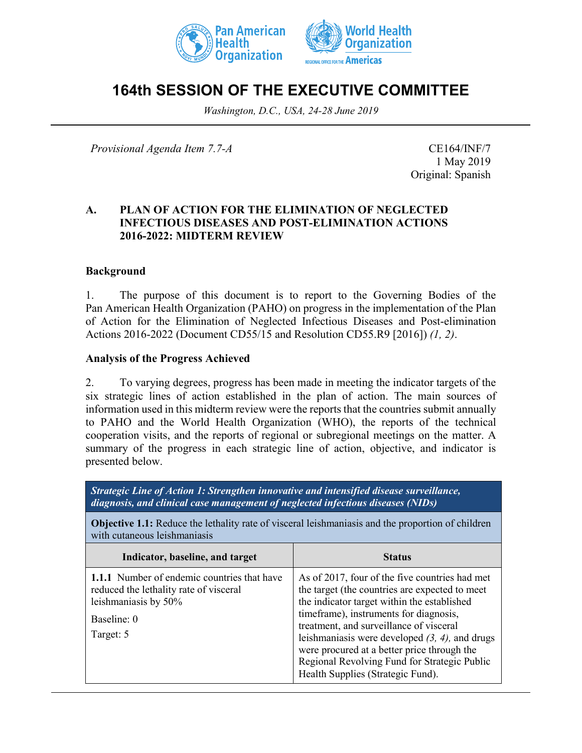# 164th SESSION OF THE EXECUTIVE COMMITTEE

*Washington, D.C., USA, 24-28 June 2019*

*Provisional Agenda Item 7.7-A*

CE164/INF/7
1 May 2019
Original: Spanish

## A. PLAN OF ACTION FOR THE ELIMINATION OF NEGLECTED INFECTIOUS DISEASES AND POST-ELIMINATION ACTIONS 2016-2022: MIDTERM REVIEW

### Background

1. The purpose of this document is to report to the Governing Bodies of the Pan American Health Organization (PAHO) on progress in the implementation of the Plan of Action for the Elimination of Neglected Infectious Diseases and Post-elimination Actions 2016-2022 (Document CD55/15 and Resolution CD55.R9 [2016]) *(1, 2)*.

### Analysis of the Progress Achieved

2. To varying degrees, progress has been made in meeting the indicator targets of the six strategic lines of action established in the plan of action. The main sources of information used in this midterm review were the reports that the countries submit annually to PAHO and the World Health Organization (WHO), the reports of the technical cooperation visits, and the reports of regional or subregional meetings on the matter. A summary of the progress in each strategic line of action, objective, and indicator is presented below.

| ***Strategic Line of Action 1: Strengthen innovative and intensified disease surveillance, diagnosis, and clinical case management of neglected infectious diseases (NIDs)*** | |
|---|---|
| **Objective 1.1:** Reduce the lethality rate of visceral leishmaniasis and the proportion of children with cutaneous leishmaniasis | |
| **Indicator, baseline, and target** | **Status** |
| **1.1.1** Number of endemic countries that have reduced the lethality rate of visceral leishmaniasis by 50%<br><br>Baseline: 0<br><br>Target: 5 | As of 2017, four of the five countries had met the target (the countries are expected to meet the indicator target within the established timeframe), instruments for diagnosis, treatment, and surveillance of visceral leishmaniasis were developed *(3, 4),* and drugs were procured at a better price through the Regional Revolving Fund for Strategic Public Health Supplies (Strategic Fund). |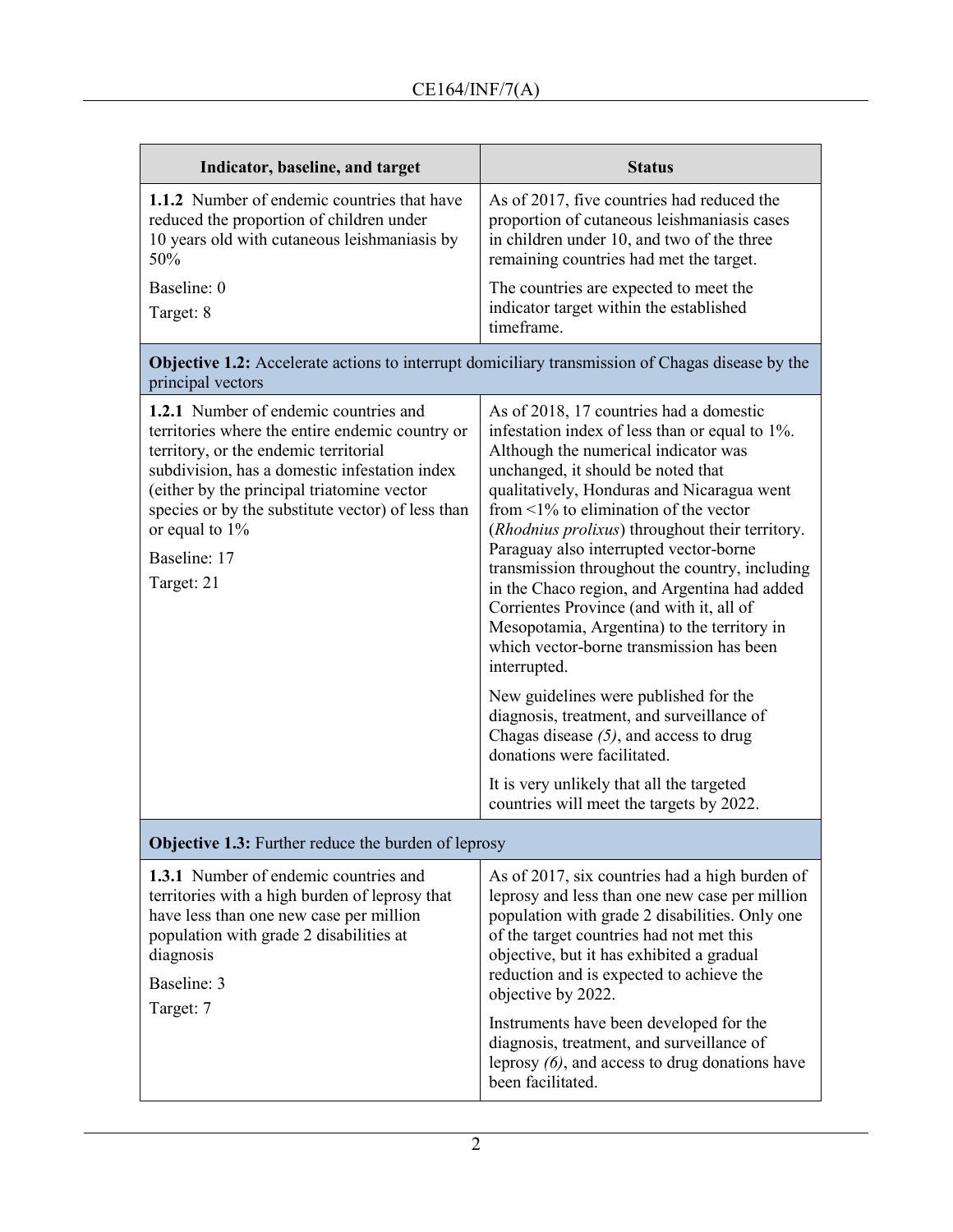| Indicator, baseline, and target | Status |
|---|---|
| **1.1.2** Number of endemic countries that have reduced the proportion of children under 10 years old with cutaneous leishmaniasis by 50%<br><br>Baseline: 0<br>Target: 8 | As of 2017, five countries had reduced the proportion of cutaneous leishmaniasis cases in children under 10, and two of the three remaining countries had met the target.<br><br>The countries are expected to meet the indicator target within the established timeframe. |
| **Objective 1.2:** Accelerate actions to interrupt domiciliary transmission of Chagas disease by the principal vectors | |
| **1.2.1** Number of endemic countries and territories where the entire endemic country or territory, or the endemic territorial subdivision, has a domestic infestation index (either by the principal triatomine vector species or by the substitute vector) of less than or equal to 1%<br><br>Baseline: 17<br>Target: 21 | As of 2018, 17 countries had a domestic infestation index of less than or equal to 1%. Although the numerical indicator was unchanged, it should be noted that qualitatively, Honduras and Nicaragua went from <1% to elimination of the vector (*Rhodnius prolixus*) throughout their territory. Paraguay also interrupted vector-borne transmission throughout the country, including in the Chaco region, and Argentina had added Corrientes Province (and with it, all of Mesopotamia, Argentina) to the territory in which vector-borne transmission has been interrupted.<br><br>New guidelines were published for the diagnosis, treatment, and surveillance of Chagas disease *(5)*, and access to drug donations were facilitated.<br><br>It is very unlikely that all the targeted countries will meet the targets by 2022. |
| **Objective 1.3:** Further reduce the burden of leprosy | |
| **1.3.1** Number of endemic countries and territories with a high burden of leprosy that have less than one new case per million population with grade 2 disabilities at diagnosis<br><br>Baseline: 3<br>Target: 7 | As of 2017, six countries had a high burden of leprosy and less than one new case per million population with grade 2 disabilities. Only one of the target countries had not met this objective, but it has exhibited a gradual reduction and is expected to achieve the objective by 2022.<br><br>Instruments have been developed for the diagnosis, treatment, and surveillance of leprosy *(6)*, and access to drug donations have been facilitated. |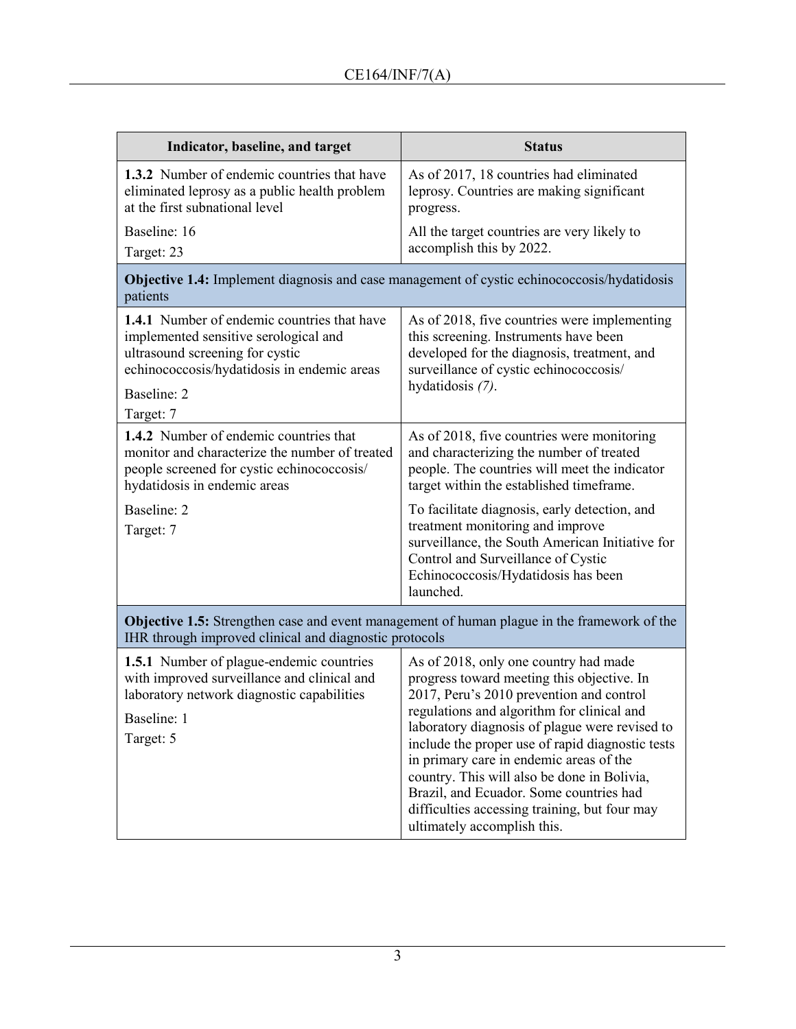| Indicator, baseline, and target | Status |
|---|---|
| **1.3.2** Number of endemic countries that have eliminated leprosy as a public health problem at the first subnational level<br><br>Baseline: 16<br>Target: 23 | As of 2017, 18 countries had eliminated leprosy. Countries are making significant progress.<br><br>All the target countries are very likely to accomplish this by 2022. |
| **Objective 1.4:** Implement diagnosis and case management of cystic echinococcosis/hydatidosis patients | |
| **1.4.1** Number of endemic countries that have implemented sensitive serological and ultrasound screening for cystic echinococcosis/hydatidosis in endemic areas<br><br>Baseline: 2<br>Target: 7 | As of 2018, five countries were implementing this screening. Instruments have been developed for the diagnosis, treatment, and surveillance of cystic echinococcosis/ hydatidosis *(7)*. |
| **1.4.2** Number of endemic countries that monitor and characterize the number of treated people screened for cystic echinococcosis/ hydatidosis in endemic areas<br><br>Baseline: 2<br>Target: 7 | As of 2018, five countries were monitoring and characterizing the number of treated people. The countries will meet the indicator target within the established timeframe.<br><br>To facilitate diagnosis, early detection, and treatment monitoring and improve surveillance, the South American Initiative for Control and Surveillance of Cystic Echinococcosis/Hydatidosis has been launched. |
| **Objective 1.5:** Strengthen case and event management of human plague in the framework of the IHR through improved clinical and diagnostic protocols | |
| **1.5.1** Number of plague-endemic countries with improved surveillance and clinical and laboratory network diagnostic capabilities<br><br>Baseline: 1<br>Target: 5 | As of 2018, only one country had made progress toward meeting this objective. In 2017, Peru's 2010 prevention and control regulations and algorithm for clinical and laboratory diagnosis of plague were revised to include the proper use of rapid diagnostic tests in primary care in endemic areas of the country. This will also be done in Bolivia, Brazil, and Ecuador. Some countries had difficulties accessing training, but four may ultimately accomplish this. |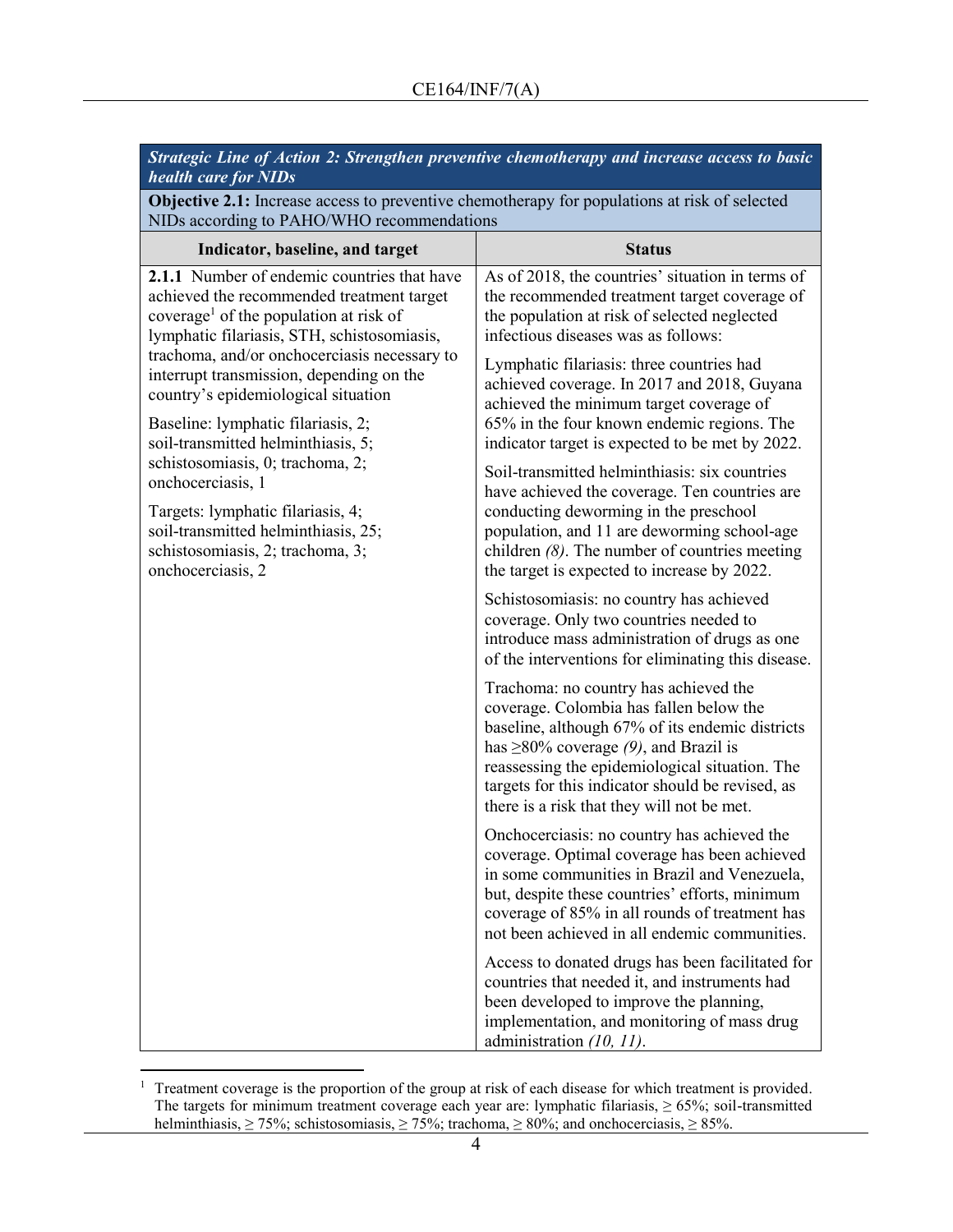| ***Strategic Line of Action 2: Strengthen preventive chemotherapy and increase access to basic health care for NIDs*** | |
|---|---|
| **Objective 2.1:** Increase access to preventive chemotherapy for populations at risk of selected NIDs according to PAHO/WHO recommendations | |
| **Indicator, baseline, and target** | **Status** |
| **2.1.1** Number of endemic countries that have achieved the recommended treatment target coverage[1] of the population at risk of lymphatic filariasis, STH, schistosomiasis, trachoma, and/or onchocerciasis necessary to interrupt transmission, depending on the country's epidemiological situation<br><br>Baseline: lymphatic filariasis, 2; soil-transmitted helminthiasis, 5; schistosomiasis, 0; trachoma, 2; onchocerciasis, 1<br><br>Targets: lymphatic filariasis, 4; soil-transmitted helminthiasis, 25; schistosomiasis, 2; trachoma, 3; onchocerciasis, 2 | As of 2018, the countries' situation in terms of the recommended treatment target coverage of the population at risk of selected neglected infectious diseases was as follows:<br><br>Lymphatic filariasis: three countries had achieved coverage. In 2017 and 2018, Guyana achieved the minimum target coverage of 65% in the four known endemic regions. The indicator target is expected to be met by 2022.<br><br>Soil-transmitted helminthiasis: six countries have achieved the coverage. Ten countries are conducting deworming in the preschool population, and 11 are deworming school-age children *(8)*. The number of countries meeting the target is expected to increase by 2022.<br><br>Schistosomiasis: no country has achieved coverage. Only two countries needed to introduce mass administration of drugs as one of the interventions for eliminating this disease.<br><br>Trachoma: no country has achieved the coverage. Colombia has fallen below the baseline, although 67% of its endemic districts has ≥80% coverage *(9)*, and Brazil is reassessing the epidemiological situation. The targets for this indicator should be revised, as there is a risk that they will not be met.<br><br>Onchocerciasis: no country has achieved the coverage. Optimal coverage has been achieved in some communities in Brazil and Venezuela, but, despite these countries' efforts, minimum coverage of 85% in all rounds of treatment has not been achieved in all endemic communities.<br><br>Access to donated drugs has been facilitated for countries that needed it, and instruments had been developed to improve the planning, implementation, and monitoring of mass drug administration *(10, 11)*. |

[1] Treatment coverage is the proportion of the group at risk of each disease for which treatment is provided. The targets for minimum treatment coverage each year are: lymphatic filariasis, ≥ 65%; soil-transmitted helminthiasis, ≥ 75%; schistosomiasis, ≥ 75%; trachoma, ≥ 80%; and onchocerciasis, ≥ 85%.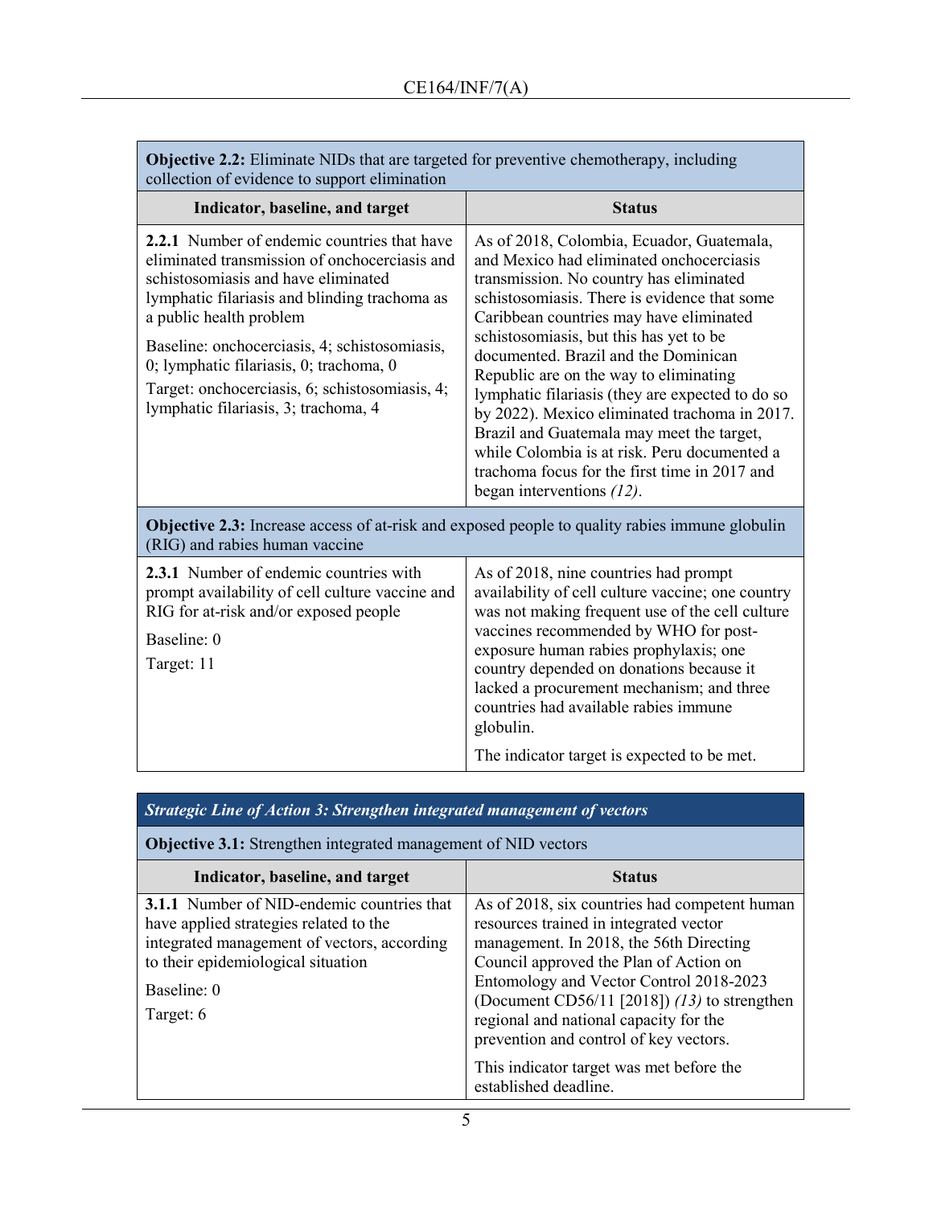| **Objective 2.2:** Eliminate NIDs that are targeted for preventive chemotherapy, including collection of evidence to support elimination | |
|---|---|
| **Indicator, baseline, and target** | **Status** |
| **2.2.1** Number of endemic countries that have eliminated transmission of onchocerciasis and schistosomiasis and have eliminated lymphatic filariasis and blinding trachoma as a public health problem<br><br>Baseline: onchocerciasis, 4; schistosomiasis, 0; lymphatic filariasis, 0; trachoma, 0<br>Target: onchocerciasis, 6; schistosomiasis, 4; lymphatic filariasis, 3; trachoma, 4 | As of 2018, Colombia, Ecuador, Guatemala, and Mexico had eliminated onchocerciasis transmission. No country has eliminated schistosomiasis. There is evidence that some Caribbean countries may have eliminated schistosomiasis, but this has yet to be documented. Brazil and the Dominican Republic are on the way to eliminating lymphatic filariasis (they are expected to do so by 2022). Mexico eliminated trachoma in 2017. Brazil and Guatemala may meet the target, while Colombia is at risk. Peru documented a trachoma focus for the first time in 2017 and began interventions *(12)*. |
| **Objective 2.3:** Increase access of at-risk and exposed people to quality rabies immune globulin (RIG) and rabies human vaccine | |
| **2.3.1** Number of endemic countries with prompt availability of cell culture vaccine and RIG for at-risk and/or exposed people<br><br>Baseline: 0<br>Target: 11 | As of 2018, nine countries had prompt availability of cell culture vaccine; one country was not making frequent use of the cell culture vaccines recommended by WHO for post-exposure human rabies prophylaxis; one country depended on donations because it lacked a procurement mechanism; and three countries had available rabies immune globulin.<br><br>The indicator target is expected to be met. |

| ***Strategic Line of Action 3: Strengthen integrated management of vectors*** | |
|---|---|
| **Objective 3.1:** Strengthen integrated management of NID vectors | |
| **Indicator, baseline, and target** | **Status** |
| **3.1.1** Number of NID-endemic countries that have applied strategies related to the integrated management of vectors, according to their epidemiological situation<br><br>Baseline: 0<br>Target: 6 | As of 2018, six countries had competent human resources trained in integrated vector management. In 2018, the 56th Directing Council approved the Plan of Action on Entomology and Vector Control 2018-2023 (Document CD56/11 [2018]) *(13)* to strengthen regional and national capacity for the prevention and control of key vectors.<br><br>This indicator target was met before the established deadline. |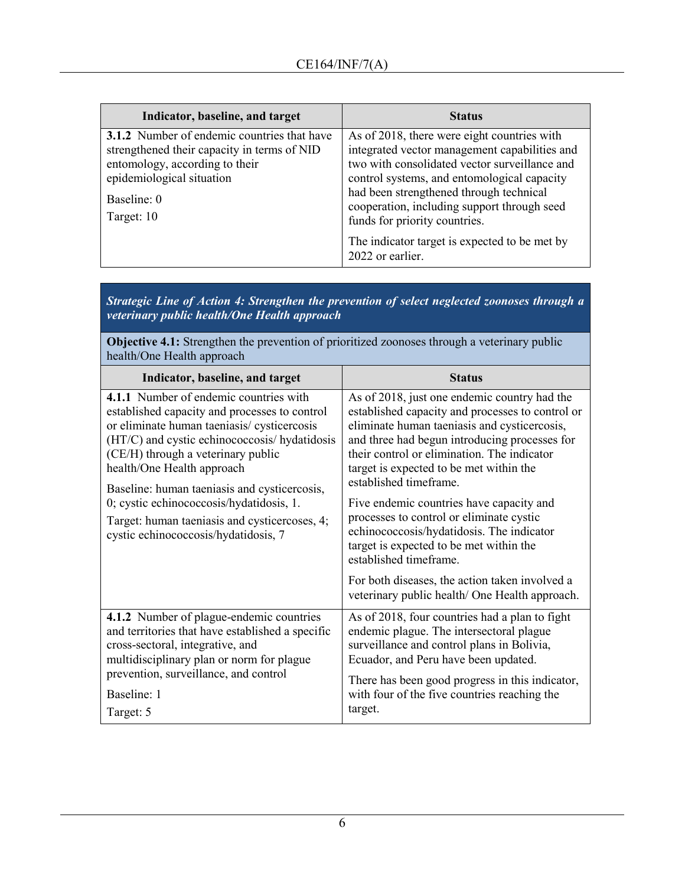| Indicator, baseline, and target | Status |
| --- | --- |
| **3.1.2** Number of endemic countries that have strengthened their capacity in terms of NID entomology, according to their epidemiological situation<br><br>Baseline: 0<br><br>Target: 10 | As of 2018, there were eight countries with integrated vector management capabilities and two with consolidated vector surveillance and control systems, and entomological capacity had been strengthened through technical cooperation, including support through seed funds for priority countries.<br><br>The indicator target is expected to be met by 2022 or earlier. |

| ***Strategic Line of Action 4: Strengthen the prevention of select neglected zoonoses through a veterinary public health/One Health approach*** | |
| --- | --- |
| **Objective 4.1:** Strengthen the prevention of prioritized zoonoses through a veterinary public health/One Health approach | |
| **Indicator, baseline, and target** | **Status** |
| **4.1.1** Number of endemic countries with established capacity and processes to control or eliminate human taeniasis/ cysticercosis (HT/C) and cystic echinococcosis/ hydatidosis (CE/H) through a veterinary public health/One Health approach<br><br>Baseline: human taeniasis and cysticercosis, 0; cystic echinococcosis/hydatidosis, 1.<br><br>Target: human taeniasis and cysticercoses, 4; cystic echinococcosis/hydatidosis, 7 | As of 2018, just one endemic country had the established capacity and processes to control or eliminate human taeniasis and cysticercosis, and three had begun introducing processes for their control or elimination. The indicator target is expected to be met within the established timeframe.<br><br>Five endemic countries have capacity and processes to control or eliminate cystic echinococcosis/hydatidosis. The indicator target is expected to be met within the established timeframe.<br><br>For both diseases, the action taken involved a veterinary public health/ One Health approach. |
| **4.1.2** Number of plague-endemic countries and territories that have established a specific cross-sectoral, integrative, and multidisciplinary plan or norm for plague prevention, surveillance, and control<br><br>Baseline: 1<br><br>Target: 5 | As of 2018, four countries had a plan to fight endemic plague. The intersectoral plague surveillance and control plans in Bolivia, Ecuador, and Peru have been updated.<br><br>There has been good progress in this indicator, with four of the five countries reaching the target. |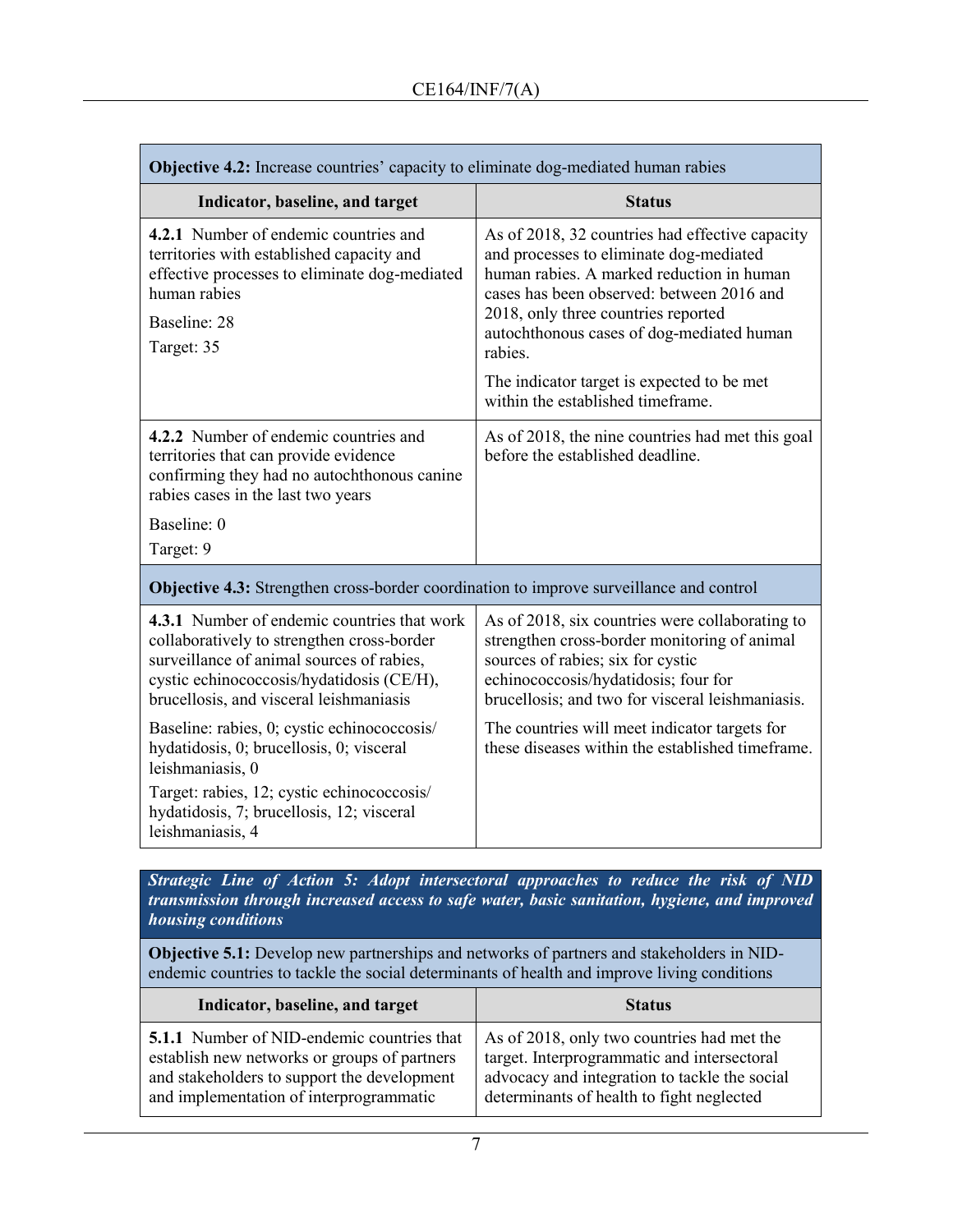| **Objective 4.2:** Increase countries' capacity to eliminate dog-mediated human rabies | |
|---|---|
| **Indicator, baseline, and target** | **Status** |
| **4.2.1** Number of endemic countries and territories with established capacity and effective processes to eliminate dog-mediated human rabies<br><br>Baseline: 28<br><br>Target: 35 | As of 2018, 32 countries had effective capacity and processes to eliminate dog-mediated human rabies. A marked reduction in human cases has been observed: between 2016 and 2018, only three countries reported autochthonous cases of dog-mediated human rabies.<br><br>The indicator target is expected to be met within the established timeframe. |
| **4.2.2** Number of endemic countries and territories that can provide evidence confirming they had no autochthonous canine rabies cases in the last two years<br><br>Baseline: 0<br><br>Target: 9 | As of 2018, the nine countries had met this goal before the established deadline. |

| **Objective 4.3:** Strengthen cross-border coordination to improve surveillance and control | |
|---|---|
| **Indicator, baseline, and target** | **Status** |
| **4.3.1** Number of endemic countries that work collaboratively to strengthen cross-border surveillance of animal sources of rabies, cystic echinococcosis/hydatidosis (CE/H), brucellosis, and visceral leishmaniasis<br><br>Baseline: rabies, 0; cystic echinococcosis/hydatidosis, 0; brucellosis, 0; visceral leishmaniasis, 0<br><br>Target: rabies, 12; cystic echinococcosis/hydatidosis, 7; brucellosis, 12; visceral leishmaniasis, 4 | As of 2018, six countries were collaborating to strengthen cross-border monitoring of animal sources of rabies; six for cystic echinococcosis/hydatidosis; four for brucellosis; and two for visceral leishmaniasis.<br><br>The countries will meet indicator targets for these diseases within the established timeframe. |

***Strategic Line of Action 5: Adopt intersectoral approaches to reduce the risk of NID transmission through increased access to safe water, basic sanitation, hygiene, and improved housing conditions***

| **Objective 5.1:** Develop new partnerships and networks of partners and stakeholders in NID-endemic countries to tackle the social determinants of health and improve living conditions | |
|---|---|
| **Indicator, baseline, and target** | **Status** |
| **5.1.1** Number of NID-endemic countries that establish new networks or groups of partners and stakeholders to support the development and implementation of interprogrammatic | As of 2018, only two countries had met the target. Interprogrammatic and intersectoral advocacy and integration to tackle the social determinants of health to fight neglected |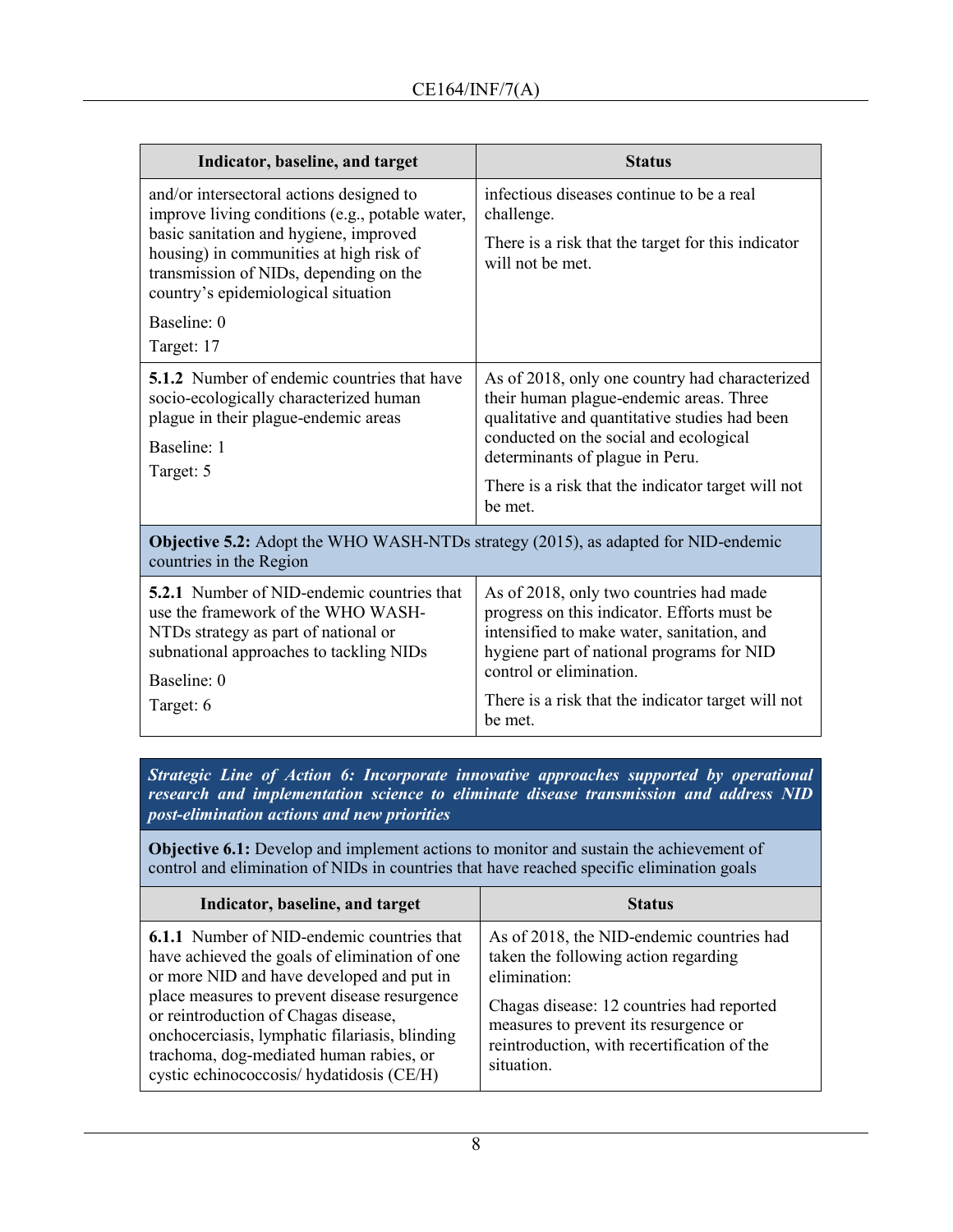| Indicator, baseline, and target | Status |
|---|---|
| and/or intersectoral actions designed to improve living conditions (e.g., potable water, basic sanitation and hygiene, improved housing) in communities at high risk of transmission of NIDs, depending on the country's epidemiological situation<br><br>Baseline: 0<br><br>Target: 17 | infectious diseases continue to be a real challenge.<br><br>There is a risk that the target for this indicator will not be met. |
| **5.1.2** Number of endemic countries that have socio-ecologically characterized human plague in their plague-endemic areas<br><br>Baseline: 1<br><br>Target: 5 | As of 2018, only one country had characterized their human plague-endemic areas. Three qualitative and quantitative studies had been conducted on the social and ecological determinants of plague in Peru.<br><br>There is a risk that the indicator target will not be met. |
| **Objective 5.2:** Adopt the WHO WASH-NTDs strategy (2015), as adapted for NID-endemic countries in the Region | |
| **5.2.1** Number of NID-endemic countries that use the framework of the WHO WASH-NTDs strategy as part of national or subnational approaches to tackling NIDs<br><br>Baseline: 0<br><br>Target: 6 | As of 2018, only two countries had made progress on this indicator. Efforts must be intensified to make water, sanitation, and hygiene part of national programs for NID control or elimination.<br><br>There is a risk that the indicator target will not be met. |

***Strategic Line of Action 6: Incorporate innovative approaches supported by operational research and implementation science to eliminate disease transmission and address NID post-elimination actions and new priorities***

**Objective 6.1:** Develop and implement actions to monitor and sustain the achievement of control and elimination of NIDs in countries that have reached specific elimination goals

| Indicator, baseline, and target | Status |
|---|---|
| **6.1.1** Number of NID-endemic countries that have achieved the goals of elimination of one or more NID and have developed and put in place measures to prevent disease resurgence or reintroduction of Chagas disease, onchocerciasis, lymphatic filariasis, blinding trachoma, dog-mediated human rabies, or cystic echinococcosis/ hydatidosis (CE/H) | As of 2018, the NID-endemic countries had taken the following action regarding elimination:<br><br>Chagas disease: 12 countries had reported measures to prevent its resurgence or reintroduction, with recertification of the situation. |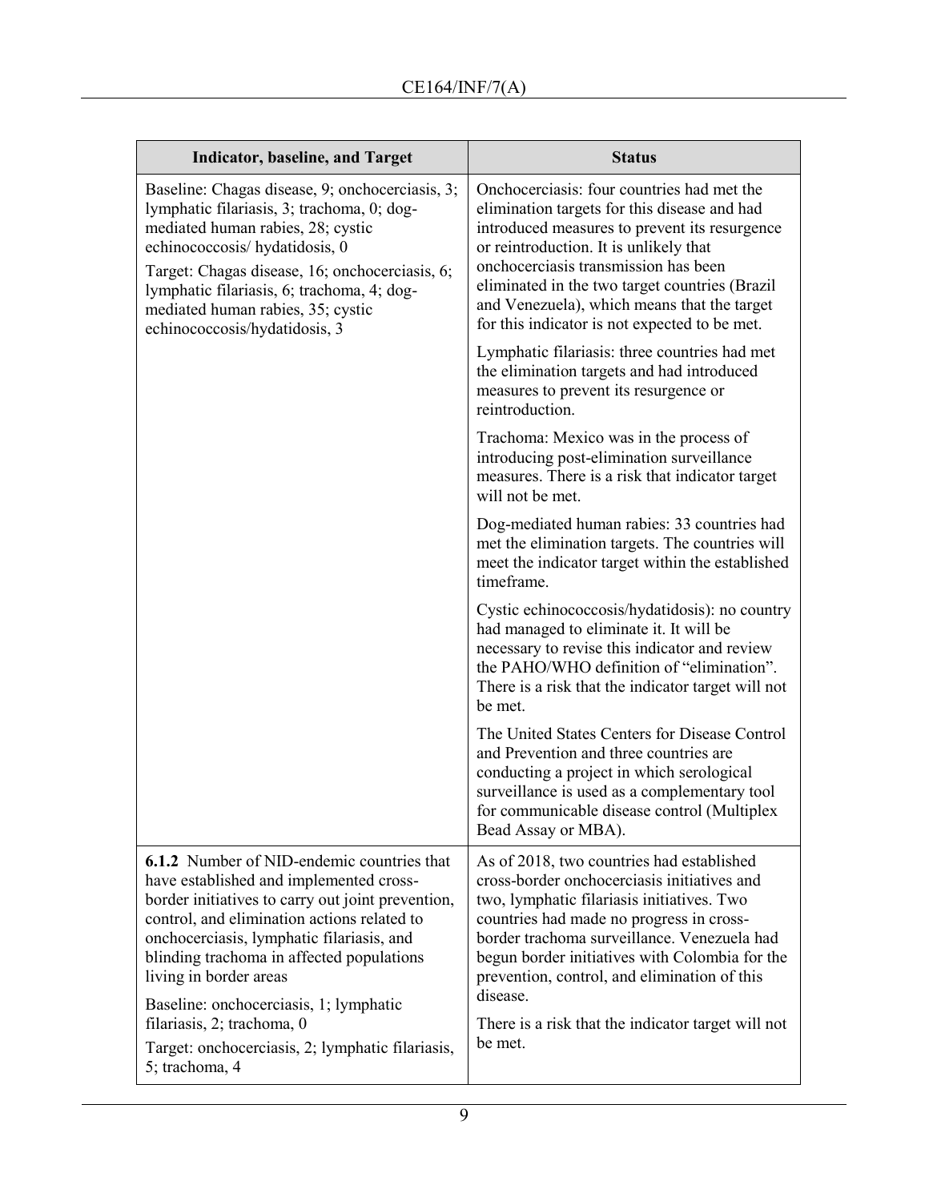| Indicator, baseline, and Target | Status |
|---|---|
| Baseline: Chagas disease, 9; onchocerciasis, 3; lymphatic filariasis, 3; trachoma, 0; dog-mediated human rabies, 28; cystic echinococcosis/ hydatidosis, 0<br><br>Target: Chagas disease, 16; onchocerciasis, 6; lymphatic filariasis, 6; trachoma, 4; dog-mediated human rabies, 35; cystic echinococcosis/hydatidosis, 3 | Onchocerciasis: four countries had met the elimination targets for this disease and had introduced measures to prevent its resurgence or reintroduction. It is unlikely that onchocerciasis transmission has been eliminated in the two target countries (Brazil and Venezuela), which means that the target for this indicator is not expected to be met.<br><br>Lymphatic filariasis: three countries had met the elimination targets and had introduced measures to prevent its resurgence or reintroduction.<br><br>Trachoma: Mexico was in the process of introducing post-elimination surveillance measures. There is a risk that indicator target will not be met.<br><br>Dog-mediated human rabies: 33 countries had met the elimination targets. The countries will meet the indicator target within the established timeframe.<br><br>Cystic echinococcosis/hydatidosis): no country had managed to eliminate it. It will be necessary to revise this indicator and review the PAHO/WHO definition of "elimination". There is a risk that the indicator target will not be met.<br><br>The United States Centers for Disease Control and Prevention and three countries are conducting a project in which serological surveillance is used as a complementary tool for communicable disease control (Multiplex Bead Assay or MBA). |
| **6.1.2** Number of NID-endemic countries that have established and implemented cross-border initiatives to carry out joint prevention, control, and elimination actions related to onchocerciasis, lymphatic filariasis, and blinding trachoma in affected populations living in border areas<br><br>Baseline: onchocerciasis, 1; lymphatic filariasis, 2; trachoma, 0<br><br>Target: onchocerciasis, 2; lymphatic filariasis, 5; trachoma, 4 | As of 2018, two countries had established cross-border onchocerciasis initiatives and two, lymphatic filariasis initiatives. Two countries had made no progress in cross-border trachoma surveillance. Venezuela had begun border initiatives with Colombia for the prevention, control, and elimination of this disease.<br><br>There is a risk that the indicator target will not be met. |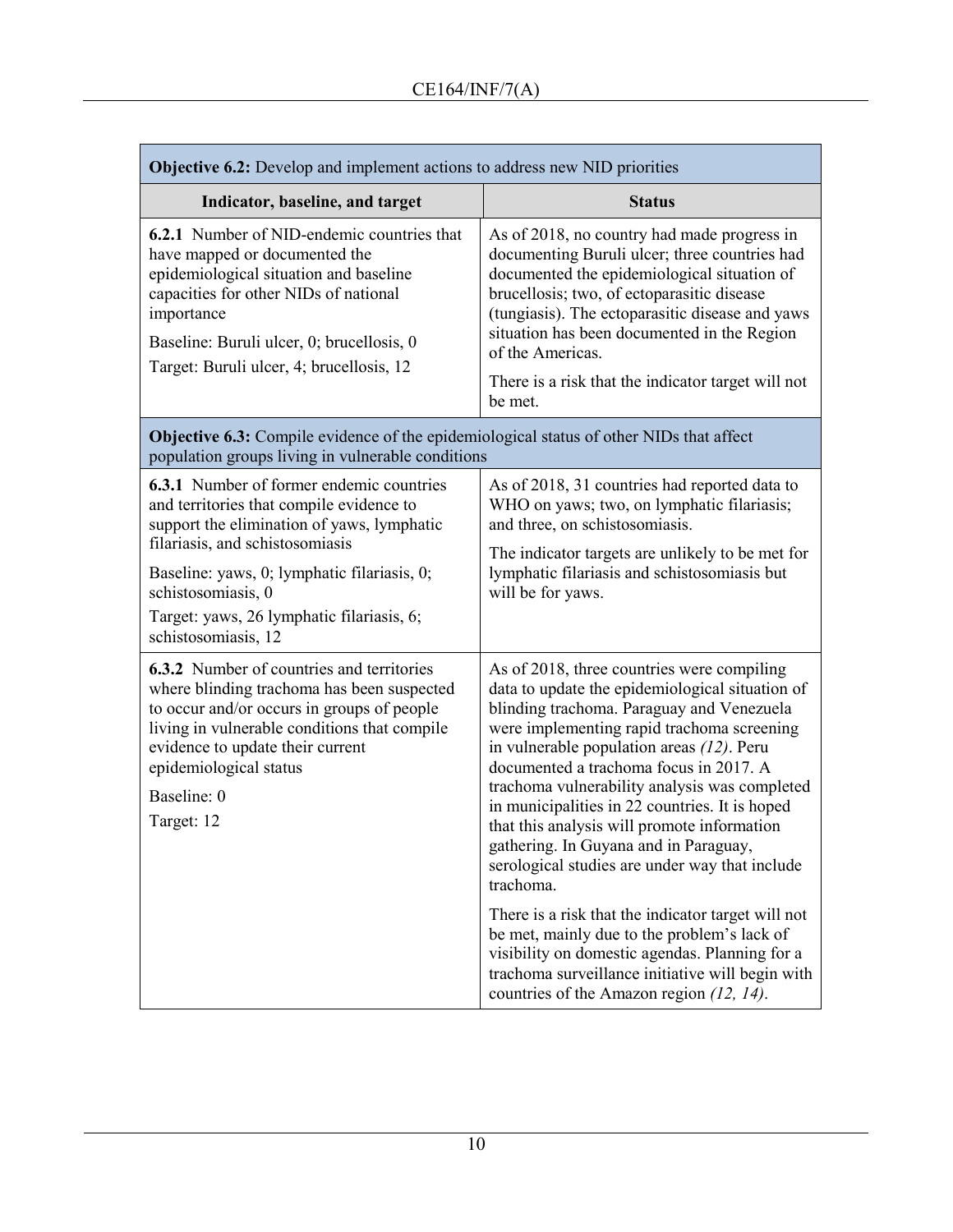| Objective 6.2: Develop and implement actions to address new NID priorities | |
|---|---|
| **Indicator, baseline, and target** | **Status** |
| **6.2.1** Number of NID-endemic countries that have mapped or documented the epidemiological situation and baseline capacities for other NIDs of national importance<br><br>Baseline: Buruli ulcer, 0; brucellosis, 0<br><br>Target: Buruli ulcer, 4; brucellosis, 12 | As of 2018, no country had made progress in documenting Buruli ulcer; three countries had documented the epidemiological situation of brucellosis; two, of ectoparasitic disease (tungiasis). The ectoparasitic disease and yaws situation has been documented in the Region of the Americas.<br><br>There is a risk that the indicator target will not be met. |
| **Objective 6.3:** Compile evidence of the epidemiological status of other NIDs that affect population groups living in vulnerable conditions | |
| **6.3.1** Number of former endemic countries and territories that compile evidence to support the elimination of yaws, lymphatic filariasis, and schistosomiasis<br><br>Baseline: yaws, 0; lymphatic filariasis, 0; schistosomiasis, 0<br><br>Target: yaws, 26 lymphatic filariasis, 6; schistosomiasis, 12 | As of 2018, 31 countries had reported data to WHO on yaws; two, on lymphatic filariasis; and three, on schistosomiasis.<br><br>The indicator targets are unlikely to be met for lymphatic filariasis and schistosomiasis but will be for yaws. |
| **6.3.2** Number of countries and territories where blinding trachoma has been suspected to occur and/or occurs in groups of people living in vulnerable conditions that compile evidence to update their current epidemiological status<br><br>Baseline: 0<br><br>Target: 12 | As of 2018, three countries were compiling data to update the epidemiological situation of blinding trachoma. Paraguay and Venezuela were implementing rapid trachoma screening in vulnerable population areas *(12)*. Peru documented a trachoma focus in 2017. A trachoma vulnerability analysis was completed in municipalities in 22 countries. It is hoped that this analysis will promote information gathering. In Guyana and in Paraguay, serological studies are under way that include trachoma.<br><br>There is a risk that the indicator target will not be met, mainly due to the problem's lack of visibility on domestic agendas. Planning for a trachoma surveillance initiative will begin with countries of the Amazon region *(12, 14)*. |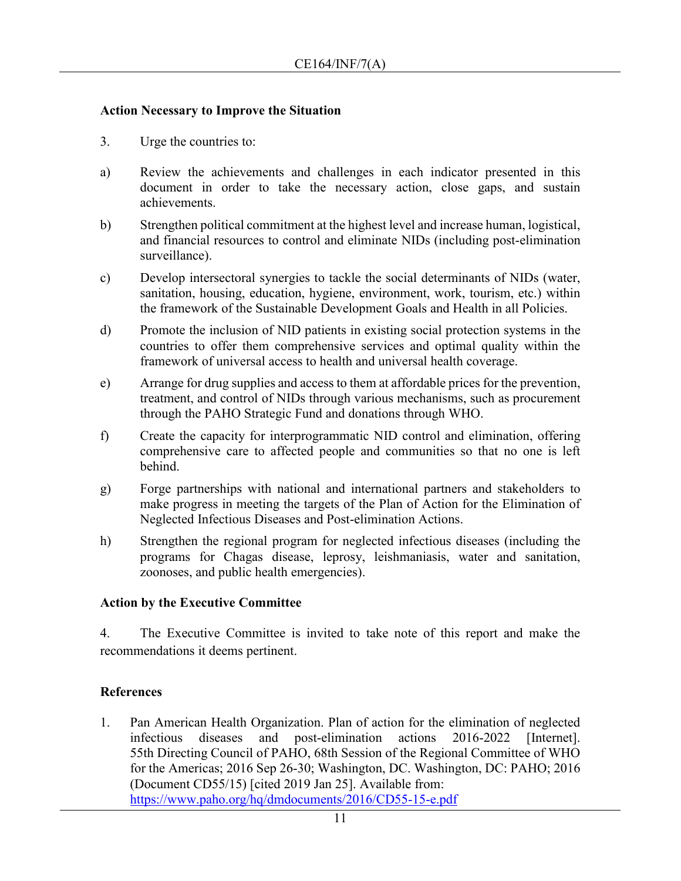## Action Necessary to Improve the Situation

3. Urge the countries to:

a) Review the achievements and challenges in each indicator presented in this document in order to take the necessary action, close gaps, and sustain achievements.

b) Strengthen political commitment at the highest level and increase human, logistical, and financial resources to control and eliminate NIDs (including post-elimination surveillance).

c) Develop intersectoral synergies to tackle the social determinants of NIDs (water, sanitation, housing, education, hygiene, environment, work, tourism, etc.) within the framework of the Sustainable Development Goals and Health in all Policies.

d) Promote the inclusion of NID patients in existing social protection systems in the countries to offer them comprehensive services and optimal quality within the framework of universal access to health and universal health coverage.

e) Arrange for drug supplies and access to them at affordable prices for the prevention, treatment, and control of NIDs through various mechanisms, such as procurement through the PAHO Strategic Fund and donations through WHO.

f) Create the capacity for interprogrammatic NID control and elimination, offering comprehensive care to affected people and communities so that no one is left behind.

g) Forge partnerships with national and international partners and stakeholders to make progress in meeting the targets of the Plan of Action for the Elimination of Neglected Infectious Diseases and Post-elimination Actions.

h) Strengthen the regional program for neglected infectious diseases (including the programs for Chagas disease, leprosy, leishmaniasis, water and sanitation, zoonoses, and public health emergencies).

## Action by the Executive Committee

4. The Executive Committee is invited to take note of this report and make the recommendations it deems pertinent.

## References

1. Pan American Health Organization. Plan of action for the elimination of neglected infectious diseases and post-elimination actions 2016-2022 [Internet]. 55th Directing Council of PAHO, 68th Session of the Regional Committee of WHO for the Americas; 2016 Sep 26-30; Washington, DC. Washington, DC: PAHO; 2016 (Document CD55/15) [cited 2019 Jan 25]. Available from: https://www.paho.org/hq/dmdocuments/2016/CD55-15-e.pdf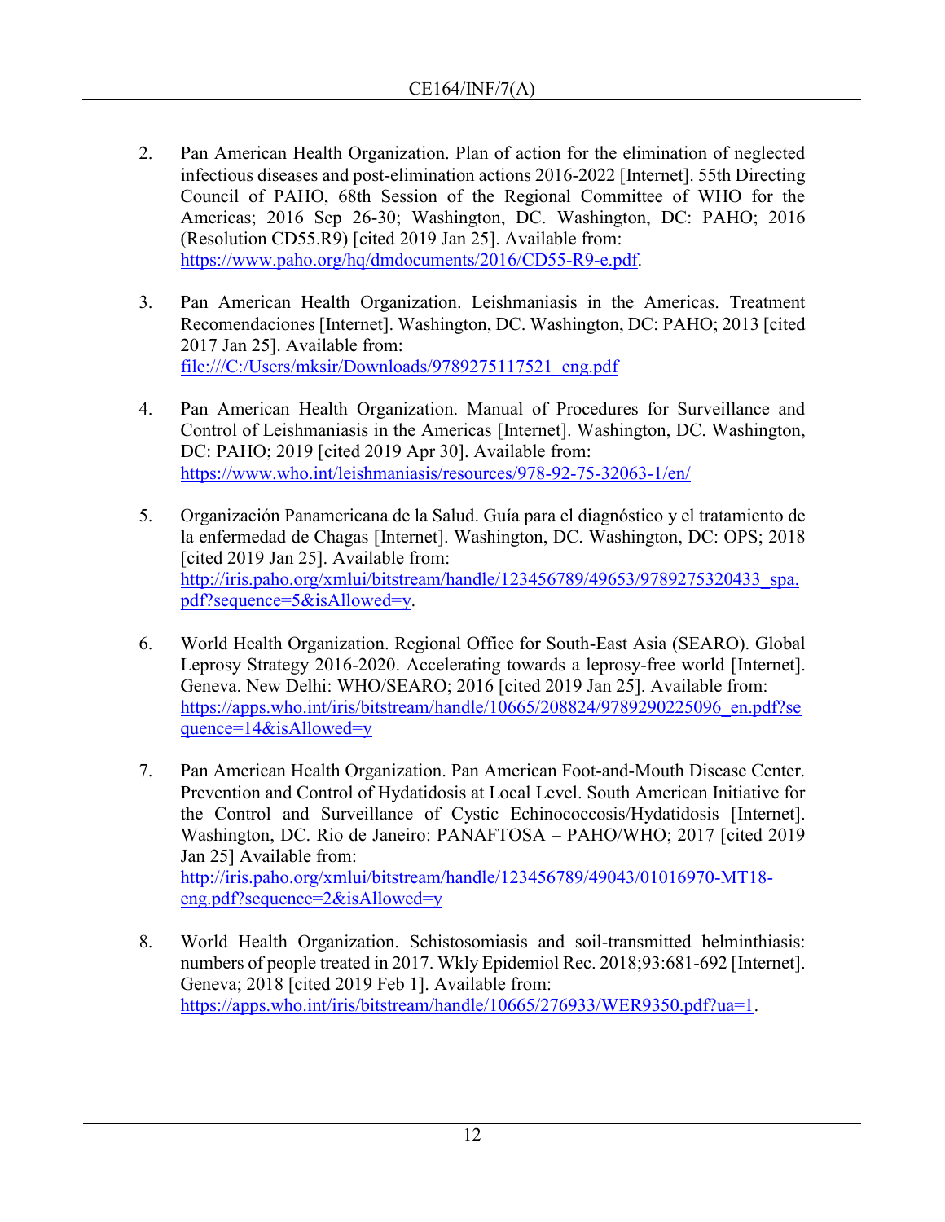2. Pan American Health Organization. Plan of action for the elimination of neglected infectious diseases and post-elimination actions 2016-2022 [Internet]. 55th Directing Council of PAHO, 68th Session of the Regional Committee of WHO for the Americas; 2016 Sep 26-30; Washington, DC. Washington, DC: PAHO; 2016 (Resolution CD55.R9) [cited 2019 Jan 25]. Available from: https://www.paho.org/hq/dmdocuments/2016/CD55-R9-e.pdf.

3. Pan American Health Organization. Leishmaniasis in the Americas. Treatment Recomendaciones [Internet]. Washington, DC. Washington, DC: PAHO; 2013 [cited 2017 Jan 25]. Available from: file:///C:/Users/mksir/Downloads/9789275117521_eng.pdf

4. Pan American Health Organization. Manual of Procedures for Surveillance and Control of Leishmaniasis in the Americas [Internet]. Washington, DC. Washington, DC: PAHO; 2019 [cited 2019 Apr 30]. Available from: https://www.who.int/leishmaniasis/resources/978-92-75-32063-1/en/

5. Organización Panamericana de la Salud. Guía para el diagnóstico y el tratamiento de la enfermedad de Chagas [Internet]. Washington, DC. Washington, DC: OPS; 2018 [cited 2019 Jan 25]. Available from: http://iris.paho.org/xmlui/bitstream/handle/123456789/49653/9789275320433_spa.pdf?sequence=5&isAllowed=y.

6. World Health Organization. Regional Office for South-East Asia (SEARO). Global Leprosy Strategy 2016-2020. Accelerating towards a leprosy-free world [Internet]. Geneva. New Delhi: WHO/SEARO; 2016 [cited 2019 Jan 25]. Available from: https://apps.who.int/iris/bitstream/handle/10665/208824/9789290225096_en.pdf?sequence=14&isAllowed=y

7. Pan American Health Organization. Pan American Foot-and-Mouth Disease Center. Prevention and Control of Hydatidosis at Local Level. South American Initiative for the Control and Surveillance of Cystic Echinococcosis/Hydatidosis [Internet]. Washington, DC. Rio de Janeiro: PANAFTOSA – PAHO/WHO; 2017 [cited 2019 Jan 25] Available from: http://iris.paho.org/xmlui/bitstream/handle/123456789/49043/01016970-MT18-eng.pdf?sequence=2&isAllowed=y

8. World Health Organization. Schistosomiasis and soil-transmitted helminthiasis: numbers of people treated in 2017. Wkly Epidemiol Rec. 2018;93:681-692 [Internet]. Geneva; 2018 [cited 2019 Feb 1]. Available from: https://apps.who.int/iris/bitstream/handle/10665/276933/WER9350.pdf?ua=1.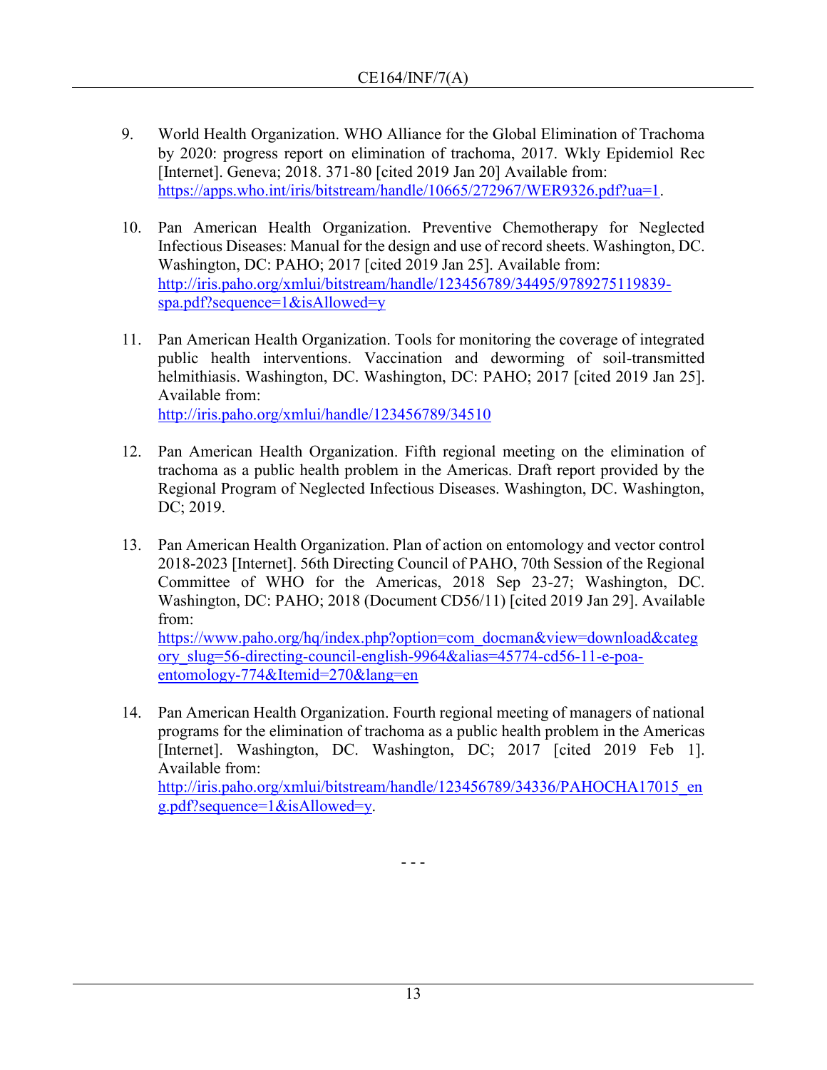9. World Health Organization. WHO Alliance for the Global Elimination of Trachoma by 2020: progress report on elimination of trachoma, 2017. Wkly Epidemiol Rec [Internet]. Geneva; 2018. 371-80 [cited 2019 Jan 20] Available from: https://apps.who.int/iris/bitstream/handle/10665/272967/WER9326.pdf?ua=1.

10. Pan American Health Organization. Preventive Chemotherapy for Neglected Infectious Diseases: Manual for the design and use of record sheets. Washington, DC. Washington, DC: PAHO; 2017 [cited 2019 Jan 25]. Available from: http://iris.paho.org/xmlui/bitstream/handle/123456789/34495/9789275119839-spa.pdf?sequence=1&isAllowed=y

11. Pan American Health Organization. Tools for monitoring the coverage of integrated public health interventions. Vaccination and deworming of soil-transmitted helmithiasis. Washington, DC. Washington, DC: PAHO; 2017 [cited 2019 Jan 25]. Available from: http://iris.paho.org/xmlui/handle/123456789/34510

12. Pan American Health Organization. Fifth regional meeting on the elimination of trachoma as a public health problem in the Americas. Draft report provided by the Regional Program of Neglected Infectious Diseases. Washington, DC. Washington, DC; 2019.

13. Pan American Health Organization. Plan of action on entomology and vector control 2018-2023 [Internet]. 56th Directing Council of PAHO, 70th Session of the Regional Committee of WHO for the Americas, 2018 Sep 23-27; Washington, DC. Washington, DC: PAHO; 2018 (Document CD56/11) [cited 2019 Jan 29]. Available from: https://www.paho.org/hq/index.php?option=com_docman&view=download&category_slug=56-directing-council-english-9964&alias=45774-cd56-11-e-poa-entomology-774&Itemid=270&lang=en

14. Pan American Health Organization. Fourth regional meeting of managers of national programs for the elimination of trachoma as a public health problem in the Americas [Internet]. Washington, DC. Washington, DC; 2017 [cited 2019 Feb 1]. Available from: http://iris.paho.org/xmlui/bitstream/handle/123456789/34336/PAHOCHA17015_eng.pdf?sequence=1&isAllowed=y.

\- - -